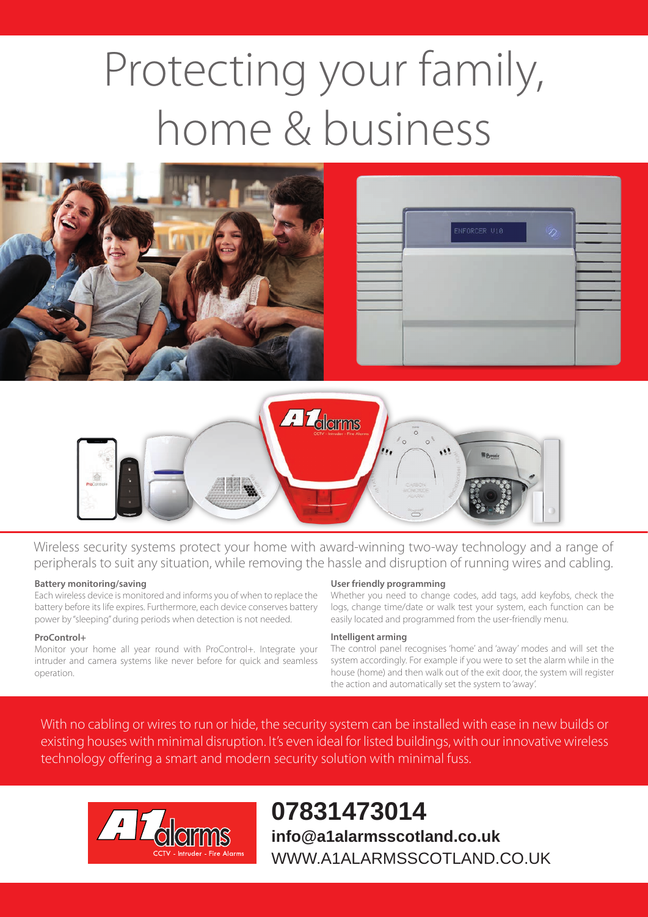# Protecting your family, home & business

Wireless security systems protect your home with award-winning two-way technology and a range of peripherals to suit any situation, while removing the hassle and disruption of running wires and cabling.

**Battery monitoring/saving**

Each wireless device is monitored and informs you of when to replace the battery before its life expires. Furthermore, each device conserves battery power by "sleeping" during periods when detection is not needed.

**ProControl+**

Monitor your home all year round with ProControl+. Integrate your intruder and camera systems like never before for quick and seamless operation.

**User friendly programming**

Whether you need to change codes, add tags, add keyfobs, check the logs, change time/date or walk test your system, each function can be easily located and programmed from the user-friendly menu.

**Intelligent arming**

The control panel recognises 'home' and 'away' modes and will set the system accordingly. For example if you were to set the alarm while in the house (home) and then walk out of the exit door, the system will register the action and automatically set the system to 'away'.

With no cabling or wires to run or hide, the security system can be installed with ease in new builds or existing houses with minimal disruption. It's even ideal for listed buildings, with our innovative wireless technology offering a smart and modern security solution with minimal fuss.

A1 alarms
CCTV - Intruder - Fire Alarms

**07831473014**

**info@a1alarmsscotland.co.uk**

WWW.A1ALARMSSCOTLAND.CO.UK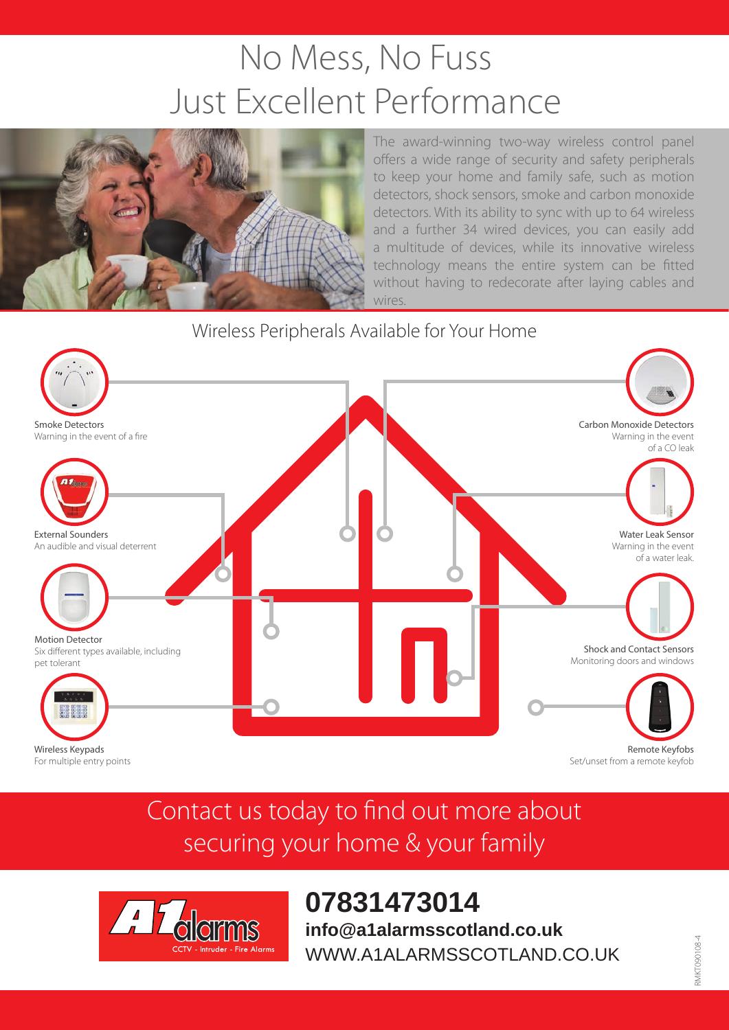# No Mess, No Fuss
# Just Excellent Performance

The award-winning two-way wireless control panel offers a wide range of security and safety peripherals to keep your home and family safe, such as motion detectors, shock sensors, smoke and carbon monoxide detectors. With its ability to sync with up to 64 wireless and a further 34 wired devices, you can easily add a multitude of devices, while its innovative wireless technology means the entire system can be fitted without having to redecorate after laying cables and wires.

## Wireless Peripherals Available for Your Home

**Smoke Detectors**
Warning in the event of a fire

**External Sounders**
An audible and visual deterrent

**Motion Detector**
Six different types available, including pet tolerant

**Wireless Keypads**
For multiple entry points

**Carbon Monoxide Detectors**
Warning in the event of a CO leak

**Water Leak Sensor**
Warning in the event of a water leak.

**Shock and Contact Sensors**
Monitoring doors and windows

**Remote Keyfobs**
Set/unset from a remote keyfob

## Contact us today to find out more about securing your home & your family

A1 alarms
CCTV - Intruder - Fire Alarms

**07831473014**

**info@a1alarmsscotland.co.uk**

WWW.A1ALARMSSCOTLAND.CO.UK

RMKT090108-4